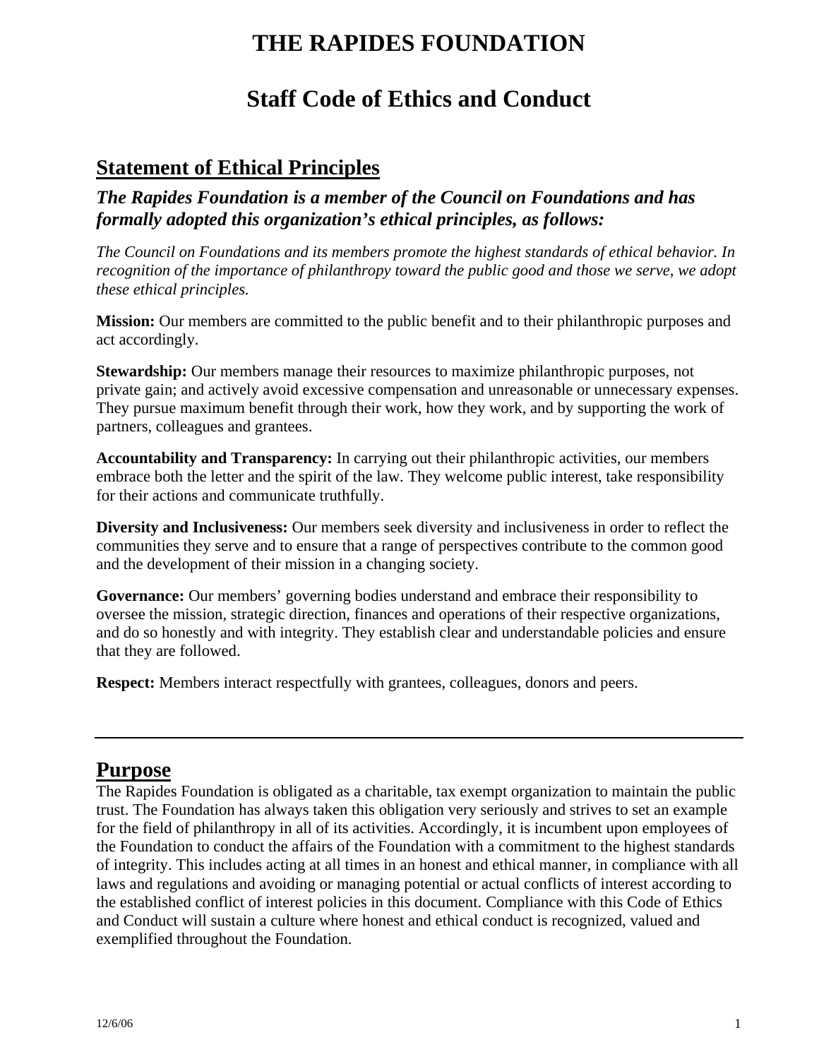# THE RAPIDES FOUNDATION

# Staff Code of Ethics and Conduct

## Statement of Ethical Principles

### *The Rapides Foundation is a member of the Council on Foundations and has formally adopted this organization's ethical principles, as follows:*

*The Council on Foundations and its members promote the highest standards of ethical behavior. In recognition of the importance of philanthropy toward the public good and those we serve, we adopt these ethical principles.*

**Mission:** Our members are committed to the public benefit and to their philanthropic purposes and act accordingly.

**Stewardship:** Our members manage their resources to maximize philanthropic purposes, not private gain; and actively avoid excessive compensation and unreasonable or unnecessary expenses. They pursue maximum benefit through their work, how they work, and by supporting the work of partners, colleagues and grantees.

**Accountability and Transparency:** In carrying out their philanthropic activities, our members embrace both the letter and the spirit of the law. They welcome public interest, take responsibility for their actions and communicate truthfully.

**Diversity and Inclusiveness:** Our members seek diversity and inclusiveness in order to reflect the communities they serve and to ensure that a range of perspectives contribute to the common good and the development of their mission in a changing society.

**Governance:** Our members' governing bodies understand and embrace their responsibility to oversee the mission, strategic direction, finances and operations of their respective organizations, and do so honestly and with integrity. They establish clear and understandable policies and ensure that they are followed.

**Respect:** Members interact respectfully with grantees, colleagues, donors and peers.

---

## Purpose

The Rapides Foundation is obligated as a charitable, tax exempt organization to maintain the public trust. The Foundation has always taken this obligation very seriously and strives to set an example for the field of philanthropy in all of its activities. Accordingly, it is incumbent upon employees of the Foundation to conduct the affairs of the Foundation with a commitment to the highest standards of integrity. This includes acting at all times in an honest and ethical manner, in compliance with all laws and regulations and avoiding or managing potential or actual conflicts of interest according to the established conflict of interest policies in this document. Compliance with this Code of Ethics and Conduct will sustain a culture where honest and ethical conduct is recognized, valued and exemplified throughout the Foundation.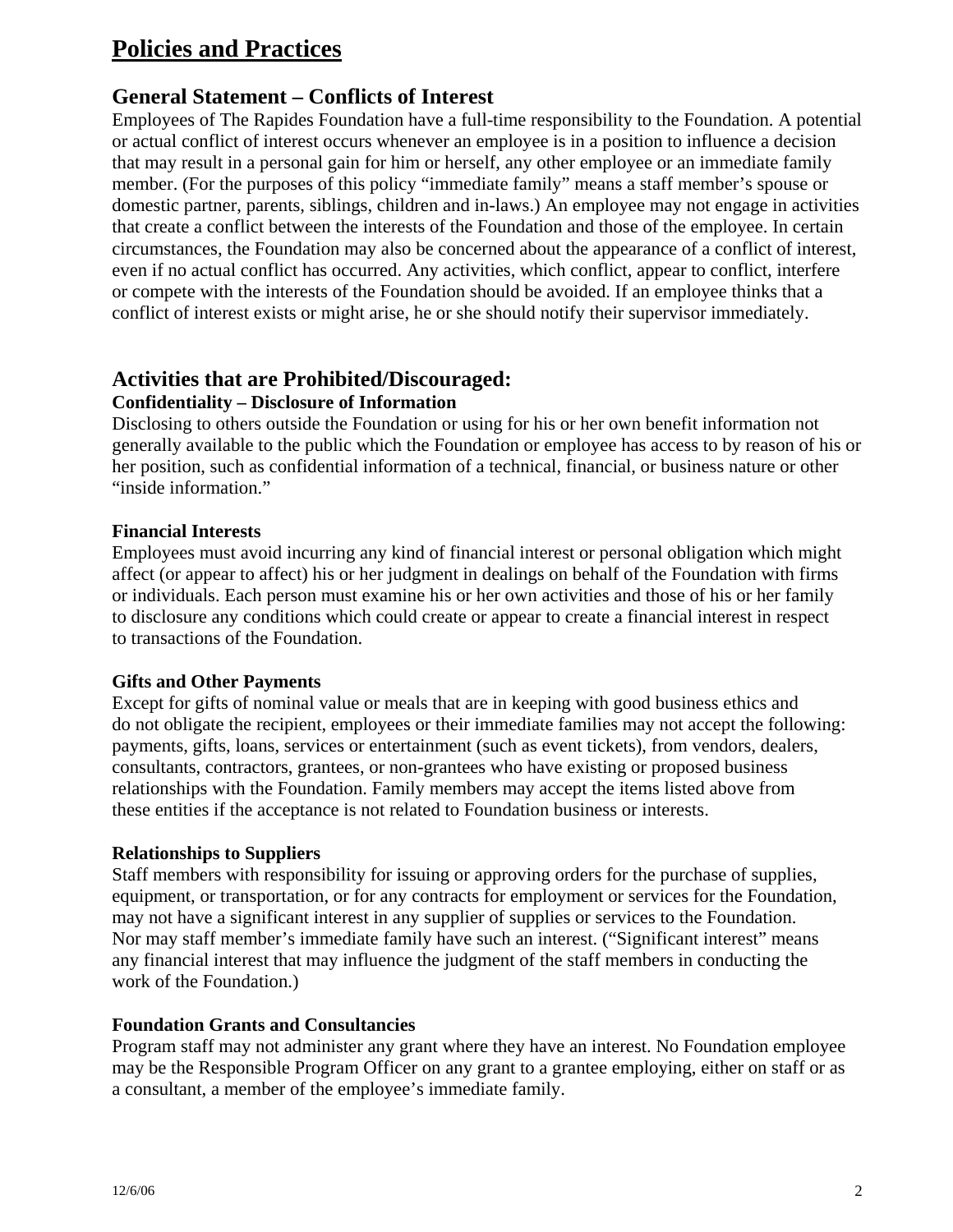# Policies and Practices

## General Statement – Conflicts of Interest

Employees of The Rapides Foundation have a full-time responsibility to the Foundation. A potential or actual conflict of interest occurs whenever an employee is in a position to influence a decision that may result in a personal gain for him or herself, any other employee or an immediate family member. (For the purposes of this policy "immediate family" means a staff member's spouse or domestic partner, parents, siblings, children and in-laws.) An employee may not engage in activities that create a conflict between the interests of the Foundation and those of the employee. In certain circumstances, the Foundation may also be concerned about the appearance of a conflict of interest, even if no actual conflict has occurred. Any activities, which conflict, appear to conflict, interfere or compete with the interests of the Foundation should be avoided. If an employee thinks that a conflict of interest exists or might arise, he or she should notify their supervisor immediately.

## Activities that are Prohibited/Discouraged:

### Confidentiality – Disclosure of Information

Disclosing to others outside the Foundation or using for his or her own benefit information not generally available to the public which the Foundation or employee has access to by reason of his or her position, such as confidential information of a technical, financial, or business nature or other "inside information."

### Financial Interests

Employees must avoid incurring any kind of financial interest or personal obligation which might affect (or appear to affect) his or her judgment in dealings on behalf of the Foundation with firms or individuals. Each person must examine his or her own activities and those of his or her family to disclosure any conditions which could create or appear to create a financial interest in respect to transactions of the Foundation.

### Gifts and Other Payments

Except for gifts of nominal value or meals that are in keeping with good business ethics and do not obligate the recipient, employees or their immediate families may not accept the following: payments, gifts, loans, services or entertainment (such as event tickets), from vendors, dealers, consultants, contractors, grantees, or non-grantees who have existing or proposed business relationships with the Foundation. Family members may accept the items listed above from these entities if the acceptance is not related to Foundation business or interests.

### Relationships to Suppliers

Staff members with responsibility for issuing or approving orders for the purchase of supplies, equipment, or transportation, or for any contracts for employment or services for the Foundation, may not have a significant interest in any supplier of supplies or services to the Foundation. Nor may staff member's immediate family have such an interest. ("Significant interest" means any financial interest that may influence the judgment of the staff members in conducting the work of the Foundation.)

### Foundation Grants and Consultancies

Program staff may not administer any grant where they have an interest. No Foundation employee may be the Responsible Program Officer on any grant to a grantee employing, either on staff or as a consultant, a member of the employee's immediate family.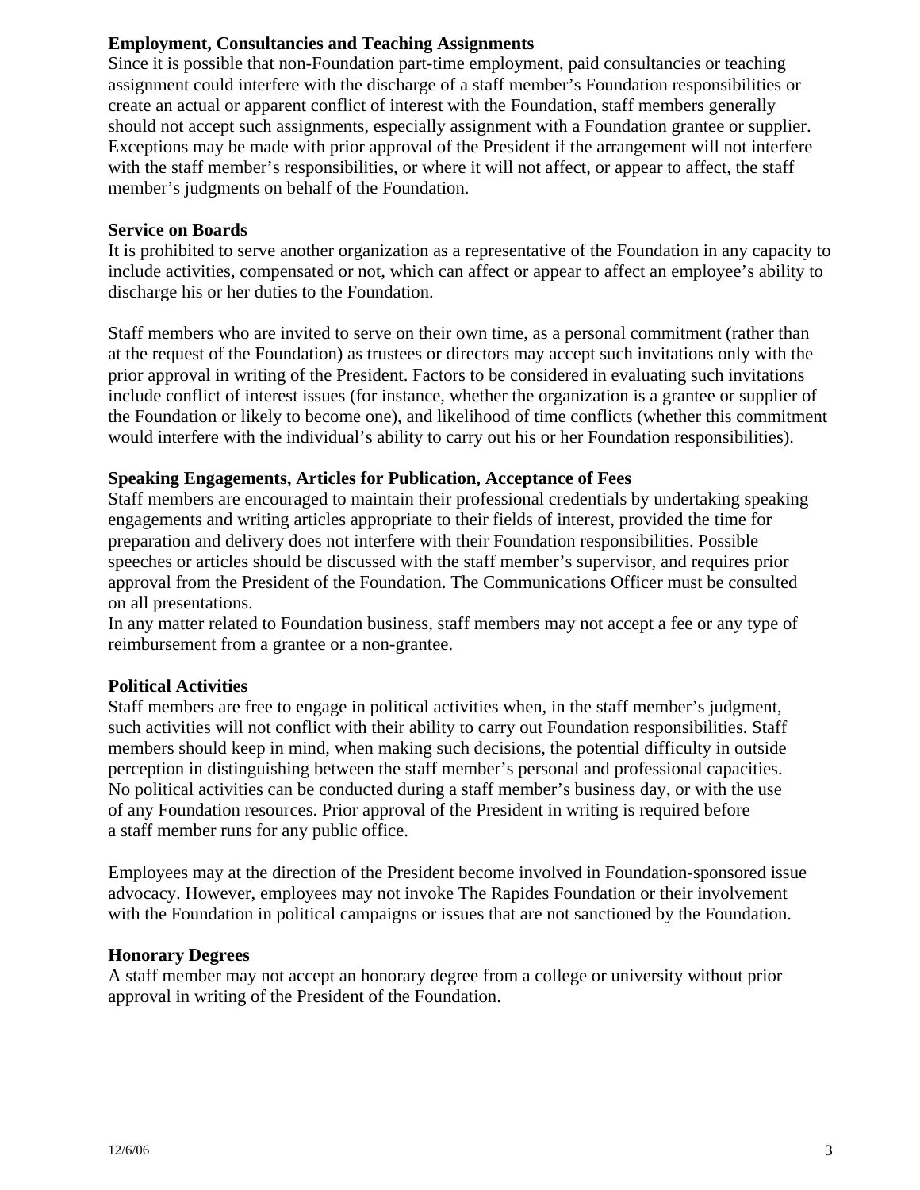**Employment, Consultancies and Teaching Assignments**

Since it is possible that non-Foundation part-time employment, paid consultancies or teaching assignment could interfere with the discharge of a staff member's Foundation responsibilities or create an actual or apparent conflict of interest with the Foundation, staff members generally should not accept such assignments, especially assignment with a Foundation grantee or supplier. Exceptions may be made with prior approval of the President if the arrangement will not interfere with the staff member's responsibilities, or where it will not affect, or appear to affect, the staff member's judgments on behalf of the Foundation.

**Service on Boards**

It is prohibited to serve another organization as a representative of the Foundation in any capacity to include activities, compensated or not, which can affect or appear to affect an employee's ability to discharge his or her duties to the Foundation.

Staff members who are invited to serve on their own time, as a personal commitment (rather than at the request of the Foundation) as trustees or directors may accept such invitations only with the prior approval in writing of the President. Factors to be considered in evaluating such invitations include conflict of interest issues (for instance, whether the organization is a grantee or supplier of the Foundation or likely to become one), and likelihood of time conflicts (whether this commitment would interfere with the individual's ability to carry out his or her Foundation responsibilities).

**Speaking Engagements, Articles for Publication, Acceptance of Fees**

Staff members are encouraged to maintain their professional credentials by undertaking speaking engagements and writing articles appropriate to their fields of interest, provided the time for preparation and delivery does not interfere with their Foundation responsibilities. Possible speeches or articles should be discussed with the staff member's supervisor, and requires prior approval from the President of the Foundation. The Communications Officer must be consulted on all presentations.

In any matter related to Foundation business, staff members may not accept a fee or any type of reimbursement from a grantee or a non-grantee.

**Political Activities**

Staff members are free to engage in political activities when, in the staff member's judgment, such activities will not conflict with their ability to carry out Foundation responsibilities. Staff members should keep in mind, when making such decisions, the potential difficulty in outside perception in distinguishing between the staff member's personal and professional capacities. No political activities can be conducted during a staff member's business day, or with the use of any Foundation resources. Prior approval of the President in writing is required before a staff member runs for any public office.

Employees may at the direction of the President become involved in Foundation-sponsored issue advocacy. However, employees may not invoke The Rapides Foundation or their involvement with the Foundation in political campaigns or issues that are not sanctioned by the Foundation.

**Honorary Degrees**

A staff member may not accept an honorary degree from a college or university without prior approval in writing of the President of the Foundation.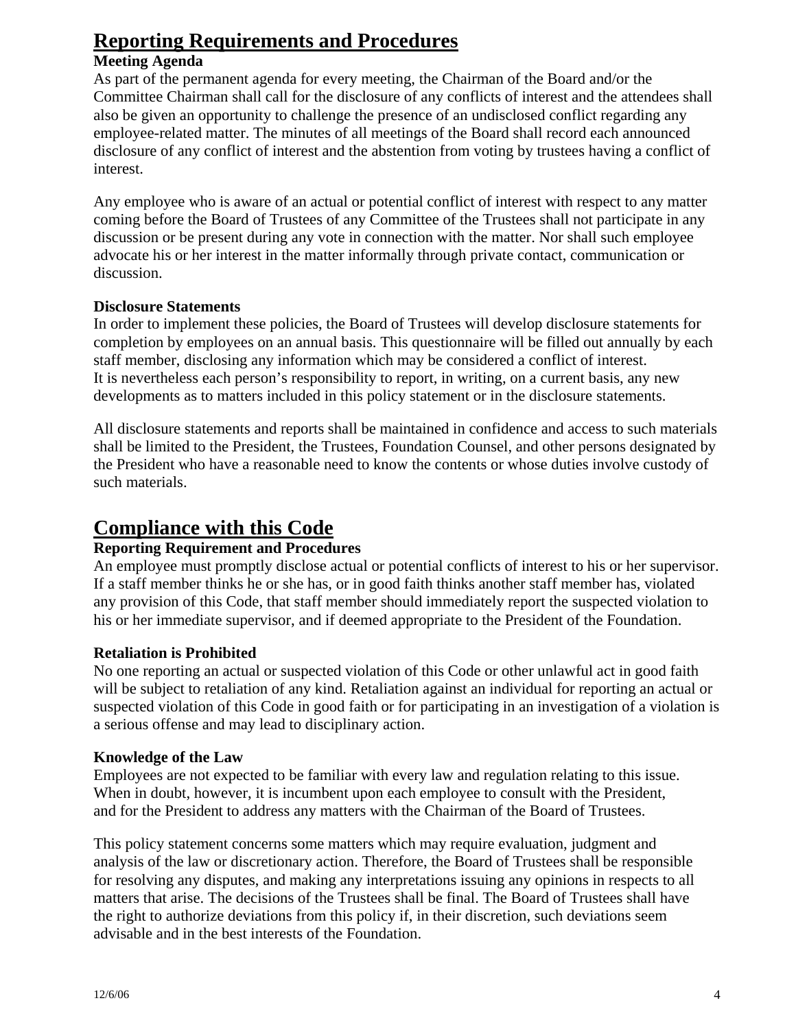## Reporting Requirements and Procedures

### Meeting Agenda

As part of the permanent agenda for every meeting, the Chairman of the Board and/or the Committee Chairman shall call for the disclosure of any conflicts of interest and the attendees shall also be given an opportunity to challenge the presence of an undisclosed conflict regarding any employee-related matter. The minutes of all meetings of the Board shall record each announced disclosure of any conflict of interest and the abstention from voting by trustees having a conflict of interest.

Any employee who is aware of an actual or potential conflict of interest with respect to any matter coming before the Board of Trustees of any Committee of the Trustees shall not participate in any discussion or be present during any vote in connection with the matter. Nor shall such employee advocate his or her interest in the matter informally through private contact, communication or discussion.

### Disclosure Statements

In order to implement these policies, the Board of Trustees will develop disclosure statements for completion by employees on an annual basis. This questionnaire will be filled out annually by each staff member, disclosing any information which may be considered a conflict of interest. It is nevertheless each person's responsibility to report, in writing, on a current basis, any new developments as to matters included in this policy statement or in the disclosure statements.

All disclosure statements and reports shall be maintained in confidence and access to such materials shall be limited to the President, the Trustees, Foundation Counsel, and other persons designated by the President who have a reasonable need to know the contents or whose duties involve custody of such materials.

## Compliance with this Code

### Reporting Requirement and Procedures

An employee must promptly disclose actual or potential conflicts of interest to his or her supervisor. If a staff member thinks he or she has, or in good faith thinks another staff member has, violated any provision of this Code, that staff member should immediately report the suspected violation to his or her immediate supervisor, and if deemed appropriate to the President of the Foundation.

### Retaliation is Prohibited

No one reporting an actual or suspected violation of this Code or other unlawful act in good faith will be subject to retaliation of any kind. Retaliation against an individual for reporting an actual or suspected violation of this Code in good faith or for participating in an investigation of a violation is a serious offense and may lead to disciplinary action.

### Knowledge of the Law

Employees are not expected to be familiar with every law and regulation relating to this issue. When in doubt, however, it is incumbent upon each employee to consult with the President, and for the President to address any matters with the Chairman of the Board of Trustees.

This policy statement concerns some matters which may require evaluation, judgment and analysis of the law or discretionary action. Therefore, the Board of Trustees shall be responsible for resolving any disputes, and making any interpretations issuing any opinions in respects to all matters that arise. The decisions of the Trustees shall be final. The Board of Trustees shall have the right to authorize deviations from this policy if, in their discretion, such deviations seem advisable and in the best interests of the Foundation.